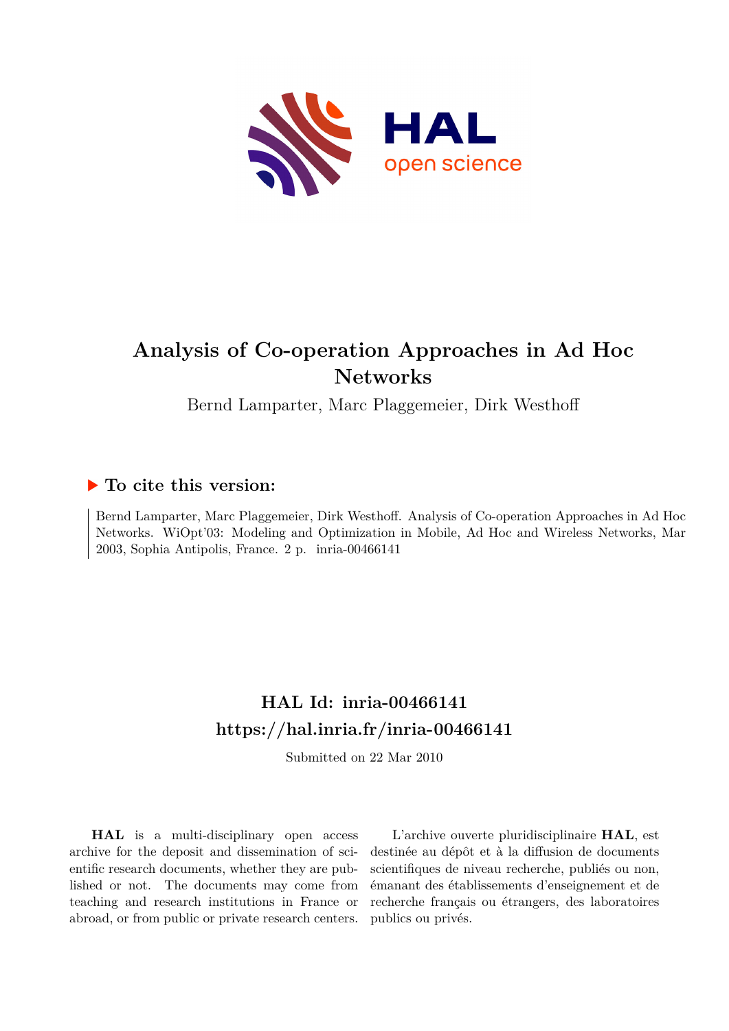# Analysis of Co-operation Approaches in Ad Hoc Networks

Bernd Lamparter, Marc Plaggemeier, Dirk Westhoff

## ▶ To cite this version:

Bernd Lamparter, Marc Plaggemeier, Dirk Westhoff. Analysis of Co-operation Approaches in Ad Hoc Networks. WiOpt'03: Modeling and Optimization in Mobile, Ad Hoc and Wireless Networks, Mar 2003, Sophia Antipolis, France. 2 p. inria-00466141

## HAL Id: inria-00466141
## https://hal.inria.fr/inria-00466141

Submitted on 22 Mar 2010

**HAL** is a multi-disciplinary open access archive for the deposit and dissemination of scientific research documents, whether they are published or not. The documents may come from teaching and research institutions in France or abroad, or from public or private research centers.

L'archive ouverte pluridisciplinaire **HAL**, est destinée au dépôt et à la diffusion de documents scientifiques de niveau recherche, publiés ou non, émanant des établissements d'enseignement et de recherche français ou étrangers, des laboratoires publics ou privés.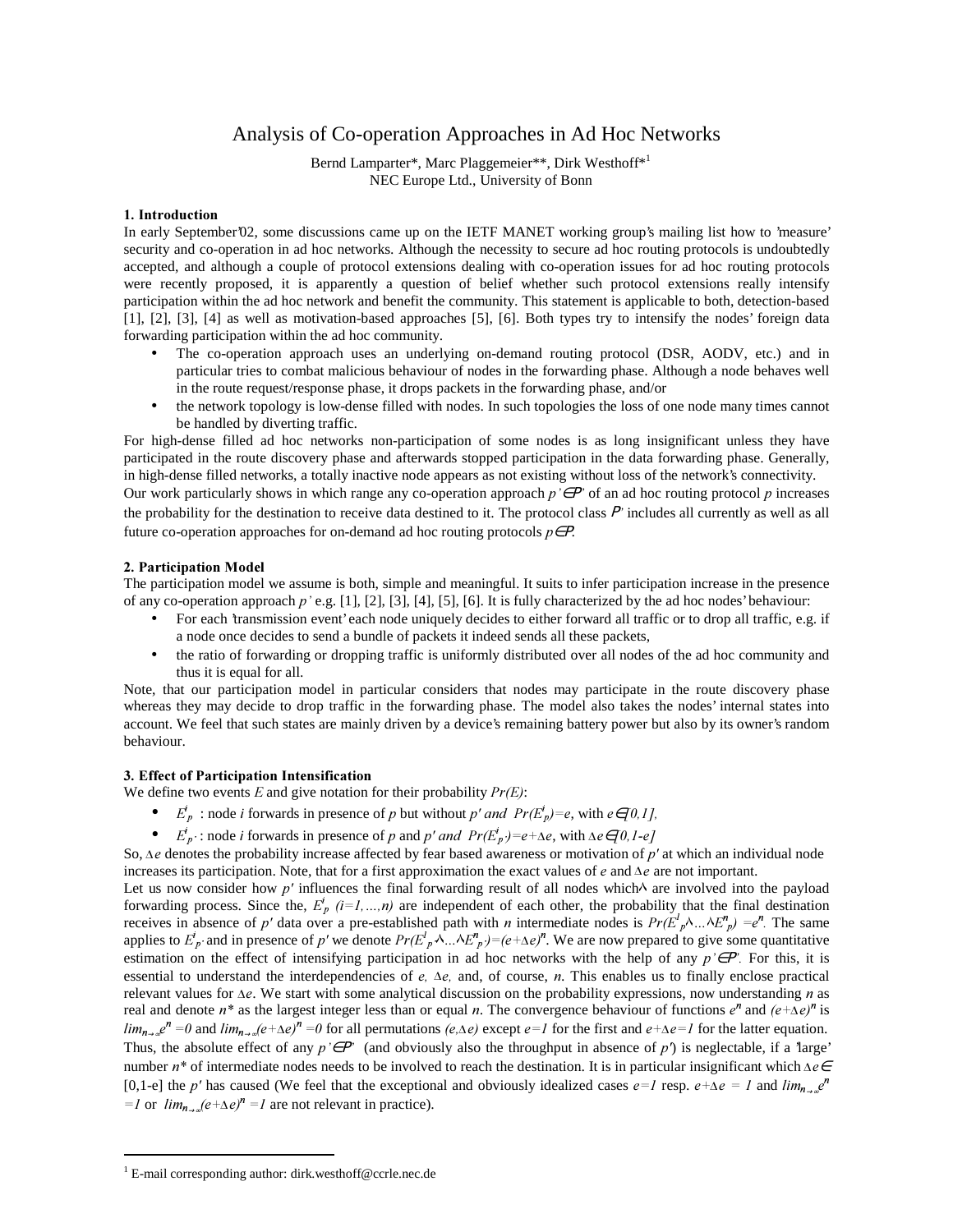# Analysis of Co-operation Approaches in Ad Hoc Networks

Bernd Lamparter*, Marc Plaggemeier**, Dirk Westhoff*[1]
NEC Europe Ltd., University of Bonn

### 1. Introduction

In early September'02, some discussions came up on the IETF MANET working group's mailing list how to 'measure' security and co-operation in ad hoc networks. Although the necessity to secure ad hoc routing protocols is undoubtedly accepted, and although a couple of protocol extensions dealing with co-operation issues for ad hoc routing protocols were recently proposed, it is apparently a question of belief whether such protocol extensions really intensify participation within the ad hoc network and benefit the community. This statement is applicable to both, detection-based [1], [2], [3], [4] as well as motivation-based approaches [5], [6]. Both types try to intensify the nodes' foreign data forwarding participation within the ad hoc community.

- The co-operation approach uses an underlying on-demand routing protocol (DSR, AODV, etc.) and in particular tries to combat malicious behaviour of nodes in the forwarding phase. Although a node behaves well in the route request/response phase, it drops packets in the forwarding phase, and/or
- the network topology is low-dense filled with nodes. In such topologies the loss of one node many times cannot be handled by diverting traffic.

For high-dense filled ad hoc networks non-participation of some nodes is as long insignificant unless they have participated in the route discovery phase and afterwards stopped participation in the data forwarding phase. Generally, in high-dense filled networks, a totally inactive node appears as not existing without loss of the network's connectivity.

Our work particularly shows in which range any co-operation approach $p' \in P'$ of an ad hoc routing protocol $p$ increases the probability for the destination to receive data destined to it. The protocol class $P'$ includes all currently as well as all future co-operation approaches for on-demand ad hoc routing protocols $p \in P$.

### 2. Participation Model

The participation model we assume is both, simple and meaningful. It suits to infer participation increase in the presence of any co-operation approach $p'$ e.g. [1], [2], [3], [4], [5], [6]. It is fully characterized by the ad hoc nodes' behaviour:

- For each 'transmission event' each node uniquely decides to either forward all traffic or to drop all traffic, e.g. if a node once decides to send a bundle of packets it indeed sends all these packets,
- the ratio of forwarding or dropping traffic is uniformly distributed over all nodes of the ad hoc community and thus it is equal for all.

Note, that our participation model in particular considers that nodes may participate in the route discovery phase whereas they may decide to drop traffic in the forwarding phase. The model also takes the nodes' internal states into account. We feel that such states are mainly driven by a device's remaining battery power but also by its owner's random behaviour.

### 3. Effect of Participation Intensification

We define two events $E$ and give notation for their probability $Pr(E)$:

- $E^i_p$ : node $i$ forwards in presence of $p$ but without $p'$ and $Pr(E^i_p)=e$, with $e \in [0,1]$,
- $E^i_{p'}$ : node $i$ forwards in presence of $p$ and $p'$ and $Pr(E^i_{p'})=e+\Delta e$, with $\Delta e \in [0,1-e]$

So, $\Delta e$ denotes the probability increase affected by fear based awareness or motivation of $p'$ at which an individual node increases its participation. Note, that for a first approximation the exact values of $e$ and $\Delta e$ are not important.

Let us now consider how $p'$ influences the final forwarding result of all nodes which are involved into the payload forwarding process. Since the, $E^i_p$ $(i=1,\ldots,n)$ are independent of each other, the probability that the final destination receives in absence of $p'$ data over a pre-established path with $n$ intermediate nodes is $Pr(E^1_p \wedge \ldots \wedge E^n_p) = e^n$. The same applies to $E^i_{p'}$ and in presence of $p'$ we denote $Pr(E^1_{p'} \wedge \ldots \wedge E^n_{p'}) = (e+\Delta e)^n$. We are now prepared to give some quantitative estimation on the effect of intensifying participation in ad hoc networks with the help of any $p' \in P'$. For this, it is essential to understand the interdependencies of $e$, $\Delta e$, and, of course, $n$. This enables us to finally enclose practical relevant values for $\Delta e$. We start with some analytical discussion on the probability expressions, now understanding $n$ as real and denote $n^*$ as the largest integer less than or equal $n$. The convergence behaviour of functions $e^n$ and $(e+\Delta e)^n$ is $\lim_{n\to\infty} e^n = 0$ and $\lim_{n\to\infty}(e+\Delta e)^n = 0$ for all permutations $(e,\Delta e)$ except $e=1$ for the first and $e+\Delta e=1$ for the latter equation. Thus, the absolute effect of any $p' \in P'$ (and obviously also the throughput in absence of $p'$) is neglectable, if a 'large' number $n^*$ of intermediate nodes needs to be involved to reach the destination. It is in particular insignificant which $\Delta e \in [0,1-e]$ the $p'$ has caused (We feel that the exceptional and obviously idealized cases $e=1$ resp. $e+\Delta e = 1$ and $\lim_{n\to\infty} e^n = 1$ or $\lim_{n\to\infty}(e+\Delta e)^n = 1$ are not relevant in practice).

[1] E-mail corresponding author: dirk.westhoff@ccrle.nec.de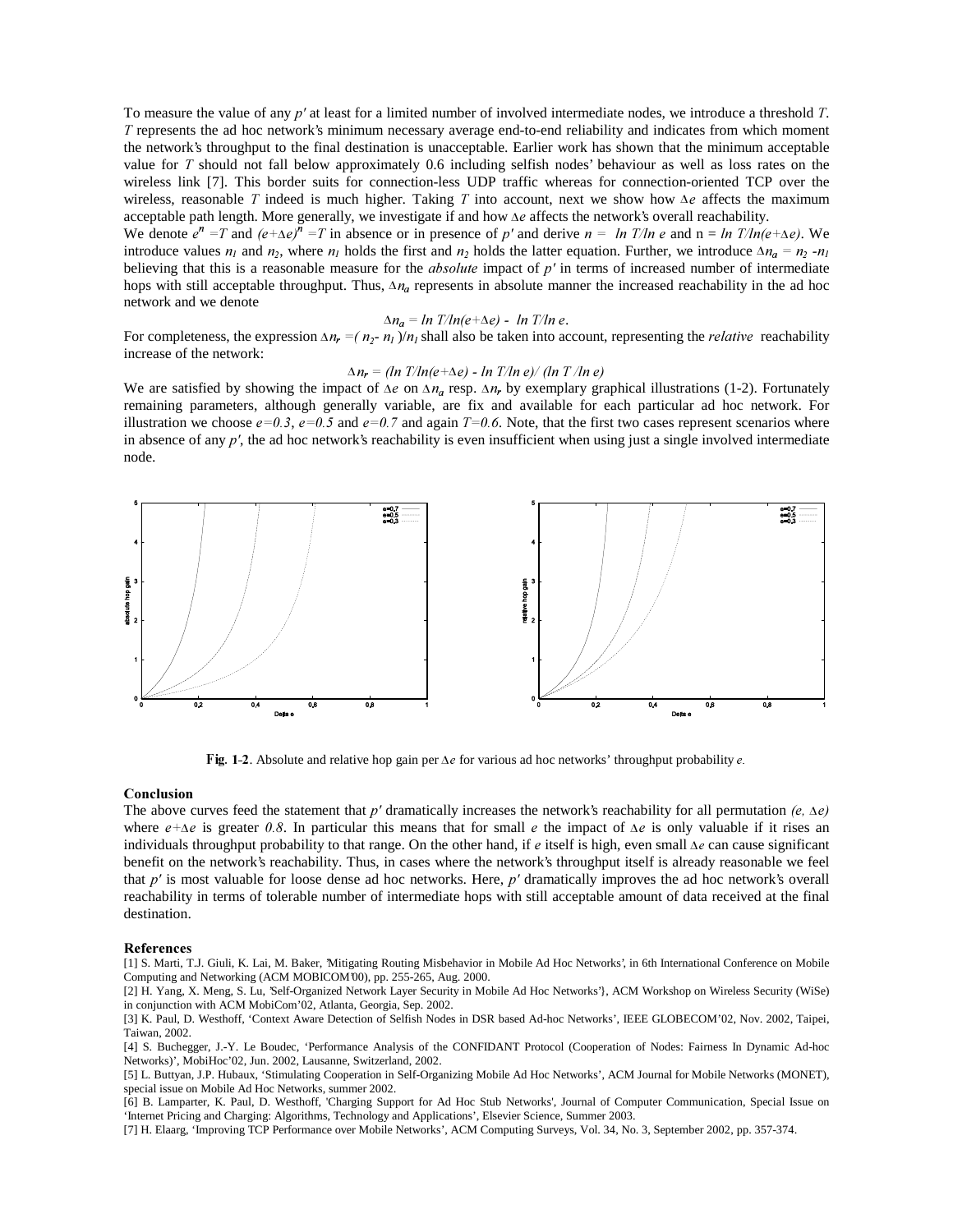To measure the value of any $p'$ at least for a limited number of involved intermediate nodes, we introduce a threshold $T$. $T$ represents the ad hoc network's minimum necessary average end-to-end reliability and indicates from which moment the network's throughput to the final destination is unacceptable. Earlier work has shown that the minimum acceptable value for $T$ should not fall below approximately 0.6 including selfish nodes' behaviour as well as loss rates on the wireless link [7]. This border suits for connection-less UDP traffic whereas for connection-oriented TCP over the wireless, reasonable $T$ indeed is much higher. Taking $T$ into account, next we show how $\Delta e$ affects the maximum acceptable path length. More generally, we investigate if and how $\Delta e$ affects the network's overall reachability.

We denote $e^n = T$ and $(e+\Delta e)^n = T$ in absence or in presence of $p'$ and derive $n = \ln T/\ln e$ and $n = \ln T/\ln(e+\Delta e)$. We introduce values $n_1$ and $n_2$, where $n_1$ holds the first and $n_2$ holds the latter equation. Further, we introduce $\Delta n_a = n_2 - n_1$ believing that this is a reasonable measure for the *absolute* impact of $p'$ in terms of increased number of intermediate hops with still acceptable throughput. Thus, $\Delta n_a$ represents in absolute manner the increased reachability in the ad hoc network and we denote

$$\Delta n_a = \ln T/\ln(e+\Delta e) - \ln T/\ln e.$$

For completeness, the expression $\Delta n_r = (n_2 - n_1)/n_1$ shall also be taken into account, representing the *relative* reachability increase of the network:

$$\Delta n_r = (\ln T/\ln(e+\Delta e) - \ln T/\ln e)/ (\ln T/\ln e)$$

We are satisfied by showing the impact of $\Delta e$ on $\Delta n_a$ resp. $\Delta n_r$ by exemplary graphical illustrations (1-2). Fortunately remaining parameters, although generally variable, are fix and available for each particular ad hoc network. For illustration we choose $e=0.3$, $e=0.5$ and $e=0.7$ and again $T=0.6$. Note, that the first two cases represent scenarios where in absence of any $p'$, the ad hoc network's reachability is even insufficient when using just a single involved intermediate node.

absolute hop gain
0 1 2 3 4 5
0 0,2 0,4 0,6 0,8 1
Delta e
e=0,7
e=0,5
e=0,3

relative hop gain
0 1 2 3 4 5
0 0,2 0,4 0,6 0,8 1
Delta e
e=0,7
e=0,5
e=0,3

**Fig. 1-2**. Absolute and relative hop gain per $\Delta e$ for various ad hoc networks' throughput probability $e$.

### Conclusion

The above curves feed the statement that $p'$ dramatically increases the network's reachability for all permutation $(e, \Delta e)$ where $e+\Delta e$ is greater $0.8$. In particular this means that for small $e$ the impact of $\Delta e$ is only valuable if it rises an individuals throughput probability to that range. On the other hand, if $e$ itself is high, even small $\Delta e$ can cause significant benefit on the network's reachability. Thus, in cases where the network's throughput itself is already reasonable we feel that $p'$ is most valuable for loose dense ad hoc networks. Here, $p'$ dramatically improves the ad hoc network's overall reachability in terms of tolerable number of intermediate hops with still acceptable amount of data received at the final destination.

### References

[1] S. Marti, T.J. Giuli, K. Lai, M. Baker, 'Mitigating Routing Misbehavior in Mobile Ad Hoc Networks', in 6th International Conference on Mobile Computing and Networking (ACM MOBICOM'00), pp. 255-265, Aug. 2000.

[2] H. Yang, X. Meng, S. Lu, 'Self-Organized Network Layer Security in Mobile Ad Hoc Networks'}, ACM Workshop on Wireless Security (WiSe) in conjunction with ACM MobiCom'02, Atlanta, Georgia, Sep. 2002.

[3] K. Paul, D. Westhoff, 'Context Aware Detection of Selfish Nodes in DSR based Ad-hoc Networks', IEEE GLOBECOM'02, Nov. 2002, Taipei, Taiwan, 2002.

[4] S. Buchegger, J.-Y. Le Boudec, 'Performance Analysis of the CONFIDANT Protocol (Cooperation of Nodes: Fairness In Dynamic Ad-hoc Networks)', MobiHoc'02, Jun. 2002, Lausanne, Switzerland, 2002.

[5] L. Buttyan, J.P. Hubaux, 'Stimulating Cooperation in Self-Organizing Mobile Ad Hoc Networks', ACM Journal for Mobile Networks (MONET), special issue on Mobile Ad Hoc Networks, summer 2002.

[6] B. Lamparter, K. Paul, D. Westhoff, 'Charging Support for Ad Hoc Stub Networks', Journal of Computer Communication, Special Issue on 'Internet Pricing and Charging: Algorithms, Technology and Applications', Elsevier Science, Summer 2003.

[7] H. Elaarg, 'Improving TCP Performance over Mobile Networks', ACM Computing Surveys, Vol. 34, No. 3, September 2002, pp. 357-374.